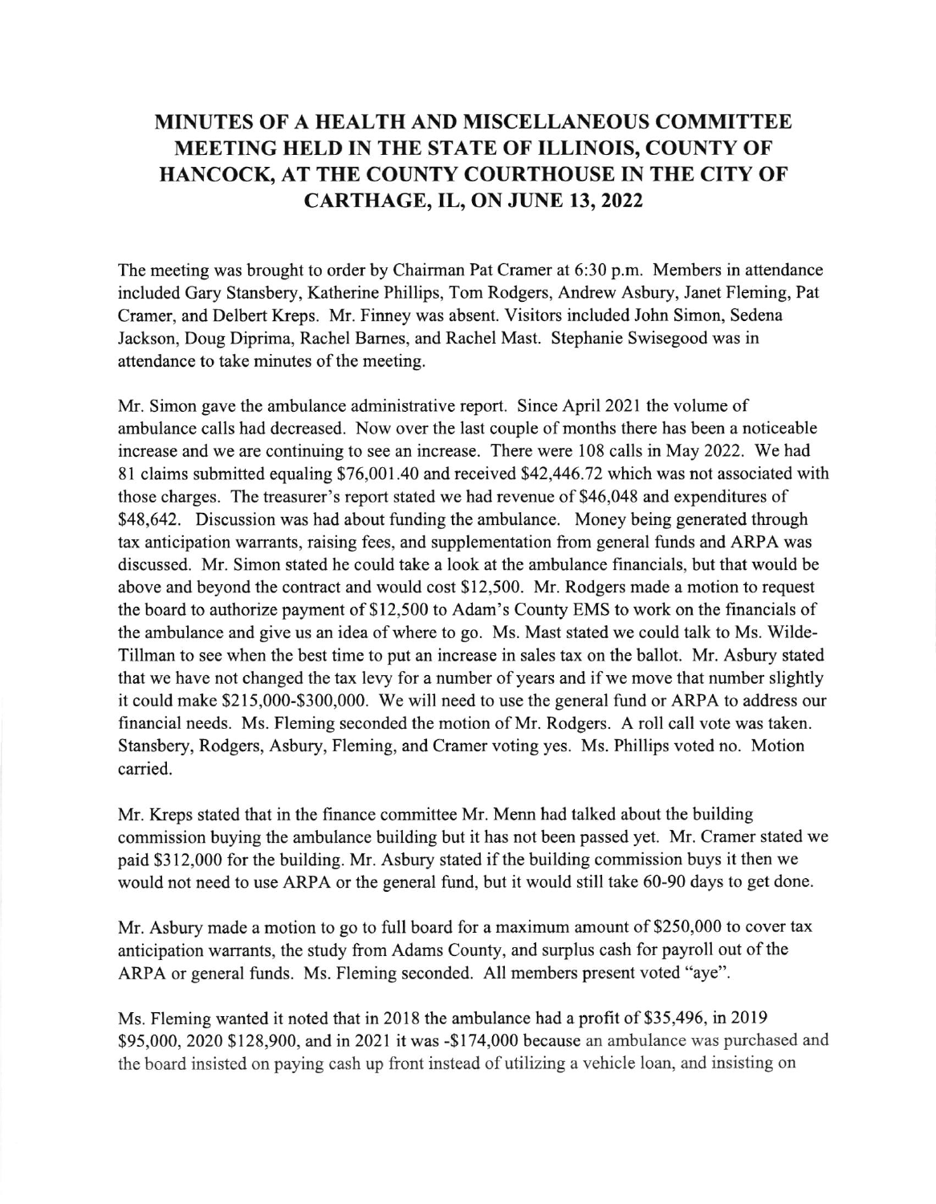# MINUTES OF A HEALTH AND MISCELLANEOUS COMMITTEE MEETING HELD IN THE STATE OF ILLINOIS, COUNTY OF HANCOCK, AT THE COUNTY COURTHOUSE IN THE CITY OF CARTHAGE, IL, ON JUNE 13, 2022

The meeting was brought to order by Chairman Pat Cramer at 6:30 p.m. Members in attendance included Gary Stansbery, Katherine Phillips, Tom Rodgers, Andrew Asbury, Janet Fleming, Pat Cramer, and Delbert Kreps. Mr. Finney was absent. Visitors included John Simon, Sedena Jackson, Doug Diprima, Rachel Barnes, and Rachel Mast. Stephanie Swisegood was in attendance to take minutes of the meeting.

Mr. Simon gave the ambulance administrative report. Since April 2021 the volume of ambulance calls had decreased. Now over the last couple of months there has been a noticeable increase and we are continuing to see an increase. There were 108 calls in May 2022. We had 81 claims submitted equaling $76,001.40 and received $42,446.72 which was not associated with those charges. The treasurer's report stated we had revenue of $46,048 and expenditures of $48,642. Discussion was had about funding the ambulance. Money being generated through tax anticipation warrants, raising fees, and supplementation from general funds and ARPA was discussed. Mr. Simon stated he could take a look at the ambulance financials, but that would be above and beyond the contract and would cost $12,500. Mr. Rodgers made a motion to request the board to authorize payment of $12,500 to Adam's County EMS to work on the financials of the ambulance and give us an idea of where to go. Ms. Mast stated we could talk to Ms. Wilde-Tillman to see when the best time to put an increase in sales tax on the ballot. Mr. Asbury stated that we have not changed the tax levy for a number of years and if we move that number slightly it could make $215,000-$300,000. We will need to use the general fund or ARPA to address our financial needs. Ms. Fleming seconded the motion of Mr. Rodgers. A roll call vote was taken. Stansbery, Rodgers, Asbury, Fleming, and Cramer voting yes. Ms. Phillips voted no. Motion carried.

Mr. Kreps stated that in the finance committee Mr. Menn had talked about the building commission buying the ambulance building but it has not been passed yet. Mr. Cramer stated we paid $312,000 for the building. Mr. Asbury stated if the building commission buys it then we would not need to use ARPA or the general fund, but it would still take 60-90 days to get done.

Mr. Asbury made a motion to go to full board for a maximum amount of $250,000 to cover tax anticipation warrants, the study from Adams County, and surplus cash for payroll out of the ARPA or general funds. Ms. Fleming seconded. All members present voted "aye".

Ms. Fleming wanted it noted that in 2018 the ambulance had a profit of $35,496, in 2019 $95,000, 2020 $128,900, and in 2021 it was -$174,000 because an ambulance was purchased and the board insisted on paying cash up front instead of utilizing a vehicle loan, and insisting on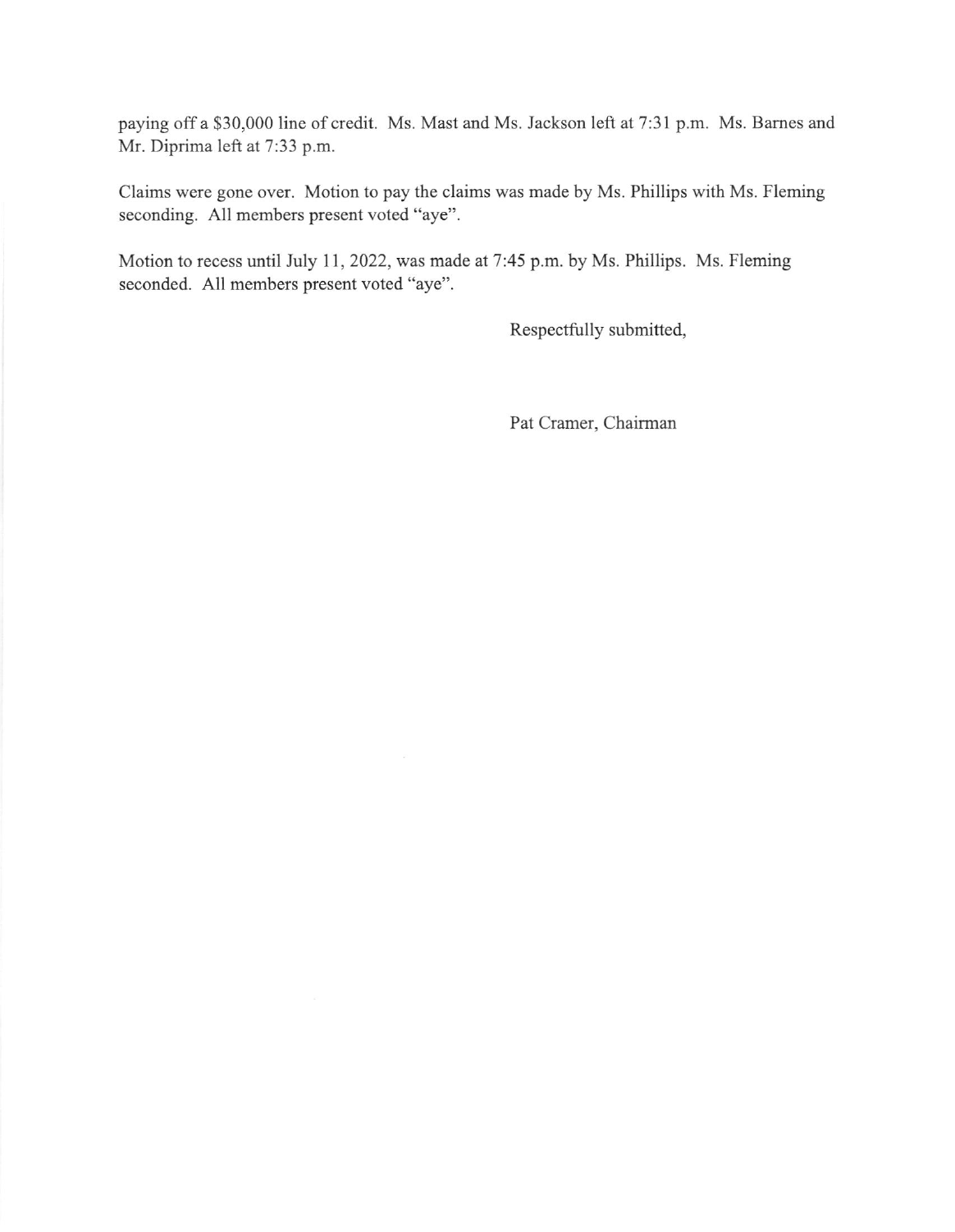paying off a $30,000 line of credit. Ms. Mast and Ms. Jackson left at 7:31 p.m. Ms. Barnes and Mr. Diprima left at 7:33 p.m.

Claims were gone over. Motion to pay the claims was made by Ms. Phillips with Ms. Fleming seconding. All members present voted "aye".

Motion to recess until July 11, 2022, was made at 7:45 p.m. by Ms. Phillips. Ms. Fleming seconded. All members present voted "aye".

Respectfully submitted,

Pat Cramer, Chairman